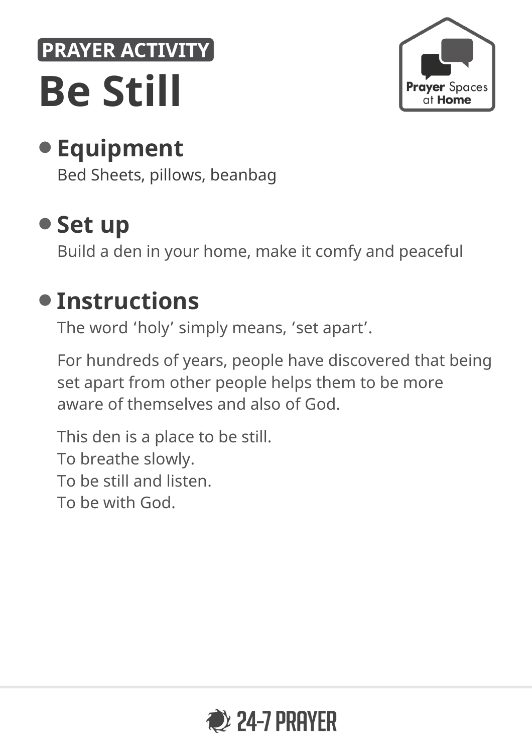PRAYER ACTIVITY

# Be Still

Prayer Spaces at Home

## Equipment

Bed Sheets, pillows, beanbag

## Set up

Build a den in your home, make it comfy and peaceful

## Instructions

The word ‘holy’ simply means, ‘set apart’.

For hundreds of years, people have discovered that being set apart from other people helps them to be more aware of themselves and also of God.

This den is a place to be still.
To breathe slowly.
To be still and listen.
To be with God.

24-7 PRAYER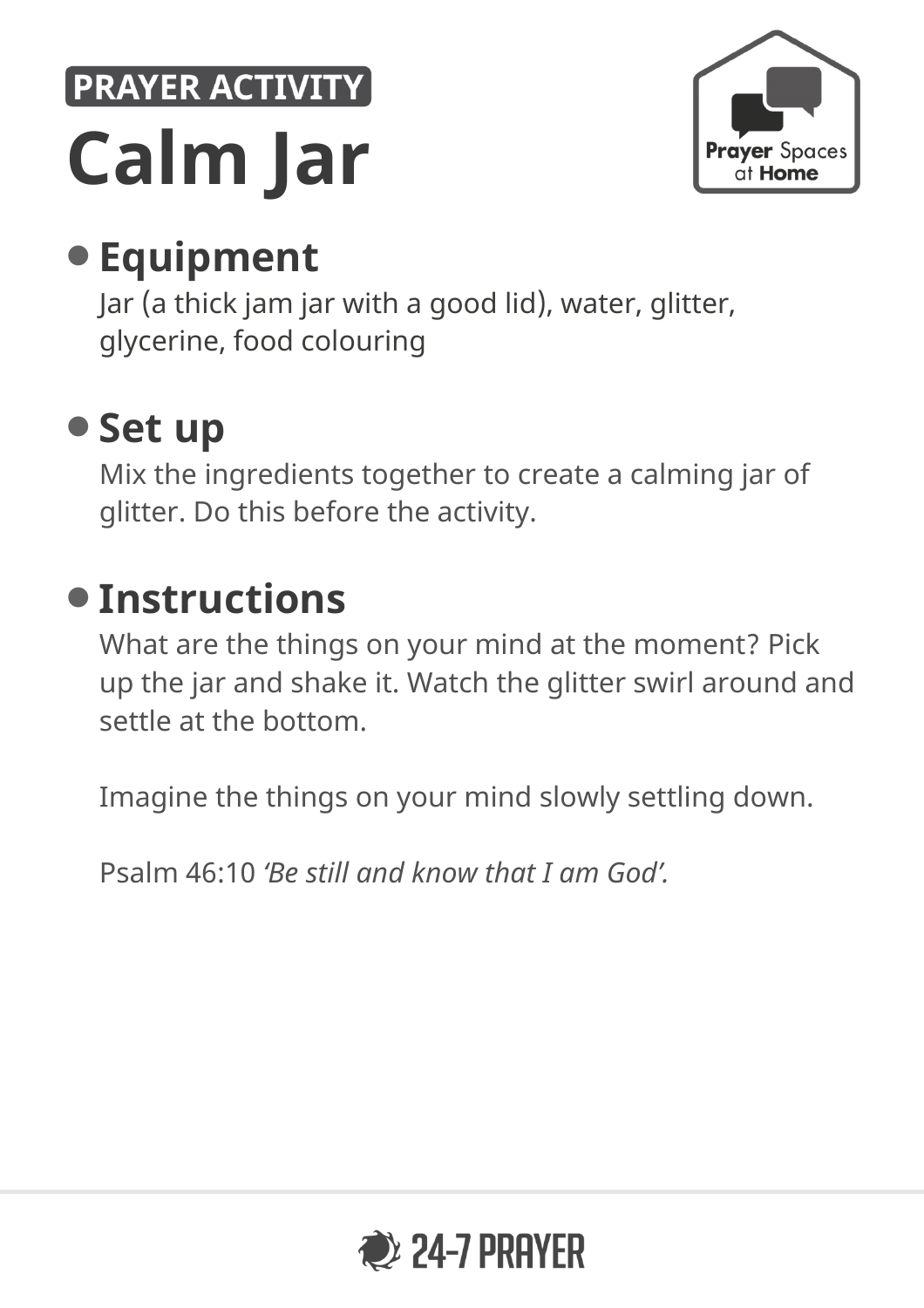PRAYER ACTIVITY

# Calm Jar

Prayer Spaces at Home

## Equipment

Jar (a thick jam jar with a good lid), water, glitter, glycerine, food colouring

## Set up

Mix the ingredients together to create a calming jar of glitter. Do this before the activity.

## Instructions

What are the things on your mind at the moment? Pick up the jar and shake it. Watch the glitter swirl around and settle at the bottom.

Imagine the things on your mind slowly settling down.

Psalm 46:10 *'Be still and know that I am God'.*

24-7 PRAYER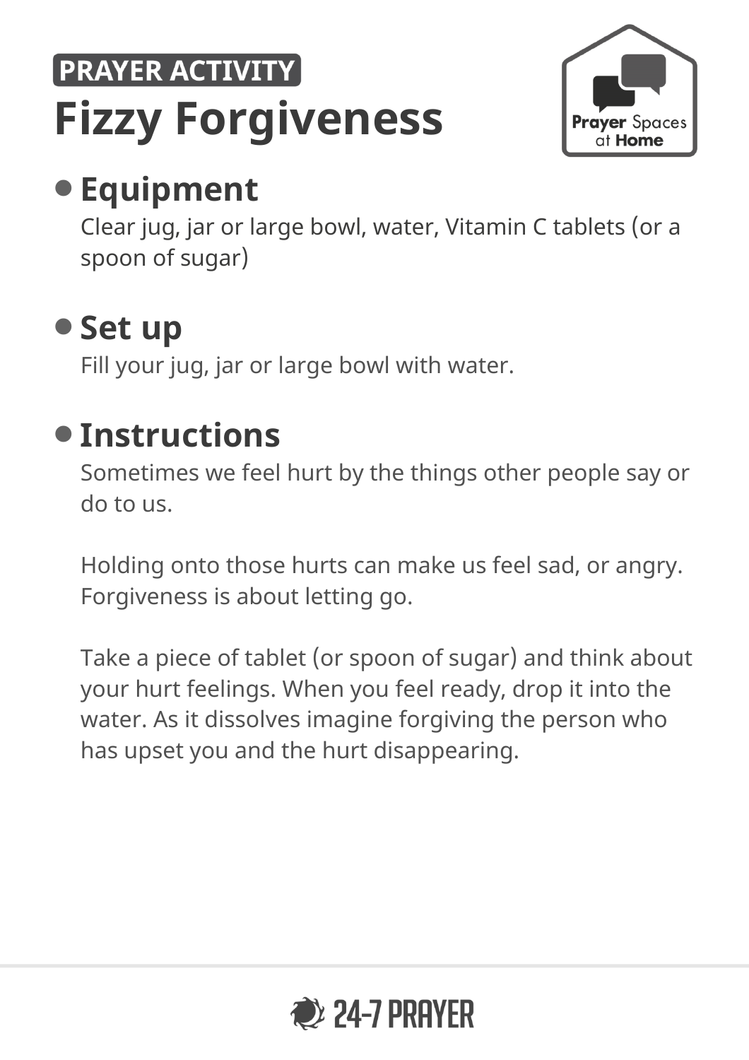PRAYER ACTIVITY

# Fizzy Forgiveness

## Equipment

Clear jug, jar or large bowl, water, Vitamin C tablets (or a spoon of sugar)

## Set up

Fill your jug, jar or large bowl with water.

## Instructions

Sometimes we feel hurt by the things other people say or do to us.

Holding onto those hurts can make us feel sad, or angry. Forgiveness is about letting go.

Take a piece of tablet (or spoon of sugar) and think about your hurt feelings. When you feel ready, drop it into the water. As it dissolves imagine forgiving the person who has upset you and the hurt disappearing.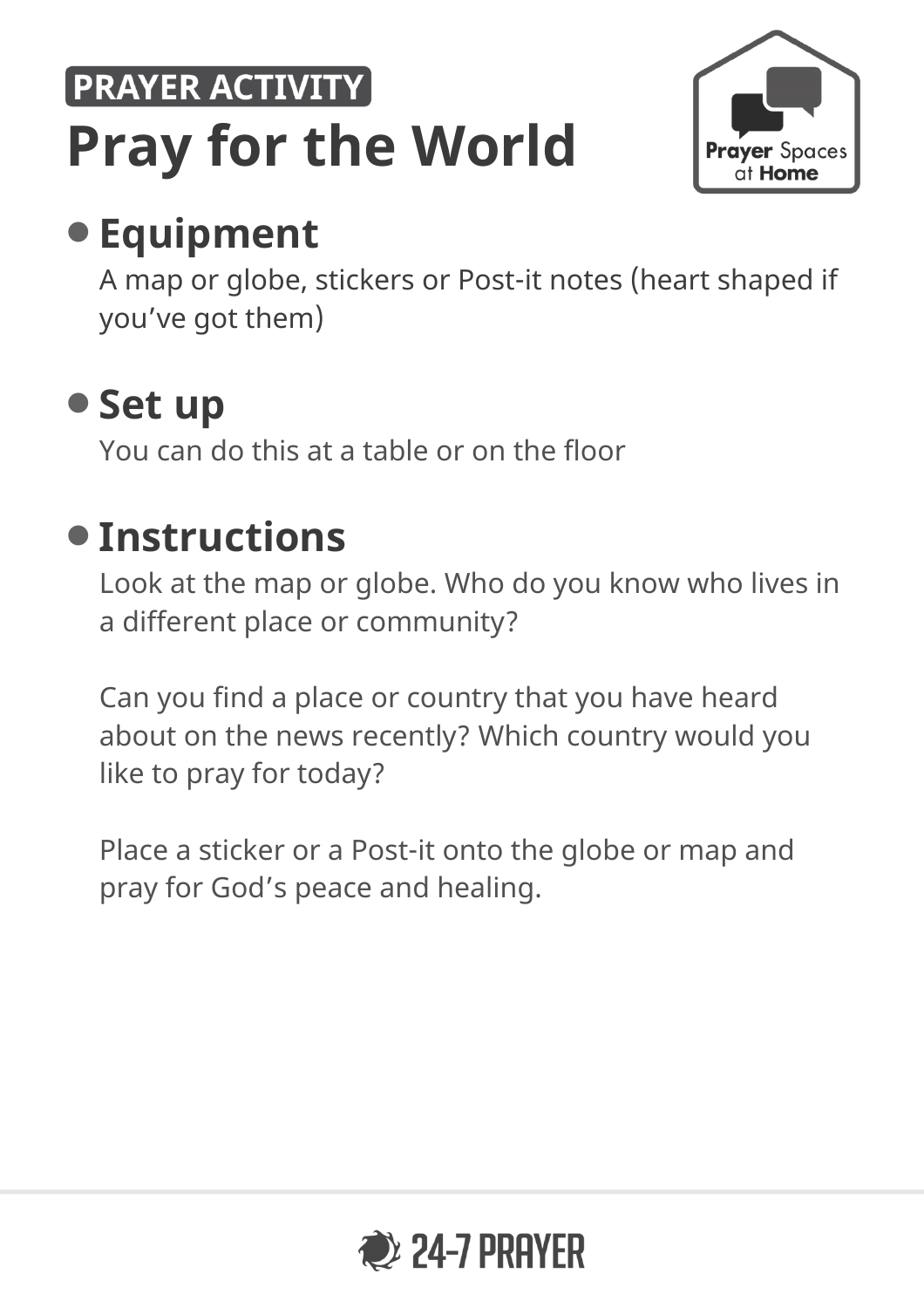PRAYER ACTIVITY

# Pray for the World

## Equipment

A map or globe, stickers or Post-it notes (heart shaped if you've got them)

## Set up

You can do this at a table or on the floor

## Instructions

Look at the map or globe. Who do you know who lives in a different place or community?

Can you find a place or country that you have heard about on the news recently? Which country would you like to pray for today?

Place a sticker or a Post-it onto the globe or map and pray for God's peace and healing.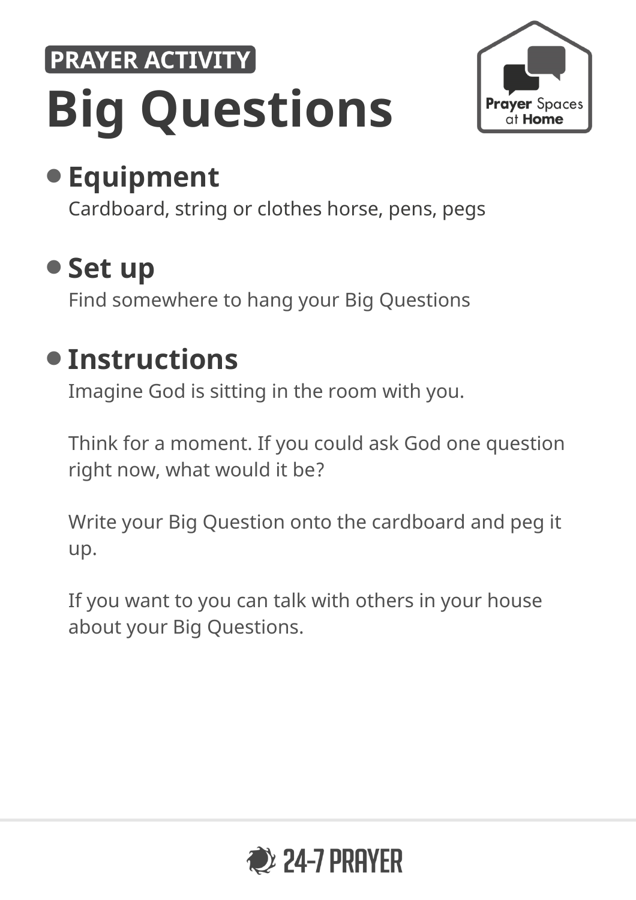PRAYER ACTIVITY

# Big Questions

Prayer Spaces at Home

## Equipment

Cardboard, string or clothes horse, pens, pegs

## Set up

Find somewhere to hang your Big Questions

## Instructions

Imagine God is sitting in the room with you.

Think for a moment. If you could ask God one question right now, what would it be?

Write your Big Question onto the cardboard and peg it up.

If you want to you can talk with others in your house about your Big Questions.

24-7 PRAYER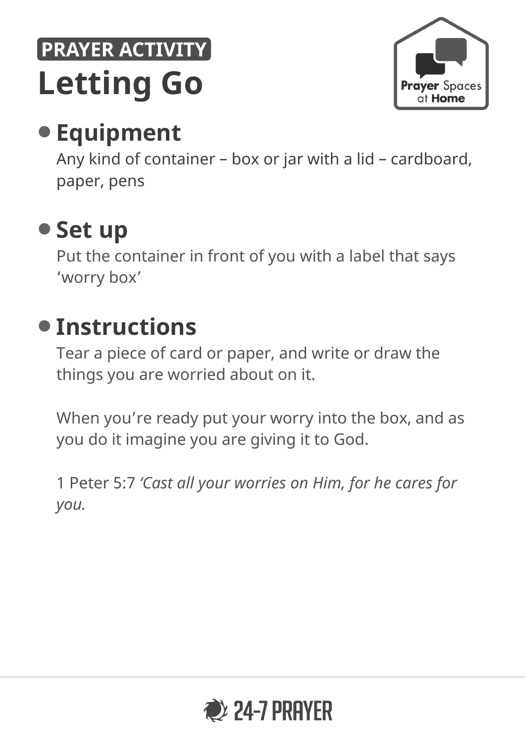PRAYER ACTIVITY

# Letting Go

Prayer Spaces at Home

## Equipment

Any kind of container – box or jar with a lid – cardboard, paper, pens

## Set up

Put the container in front of you with a label that says ‘worry box’

## Instructions

Tear a piece of card or paper, and write or draw the things you are worried about on it.

When you’re ready put your worry into the box, and as you do it imagine you are giving it to God.

1 Peter 5:7 *‘Cast all your worries on Him, for he cares for you.*

24-7 PRAYER